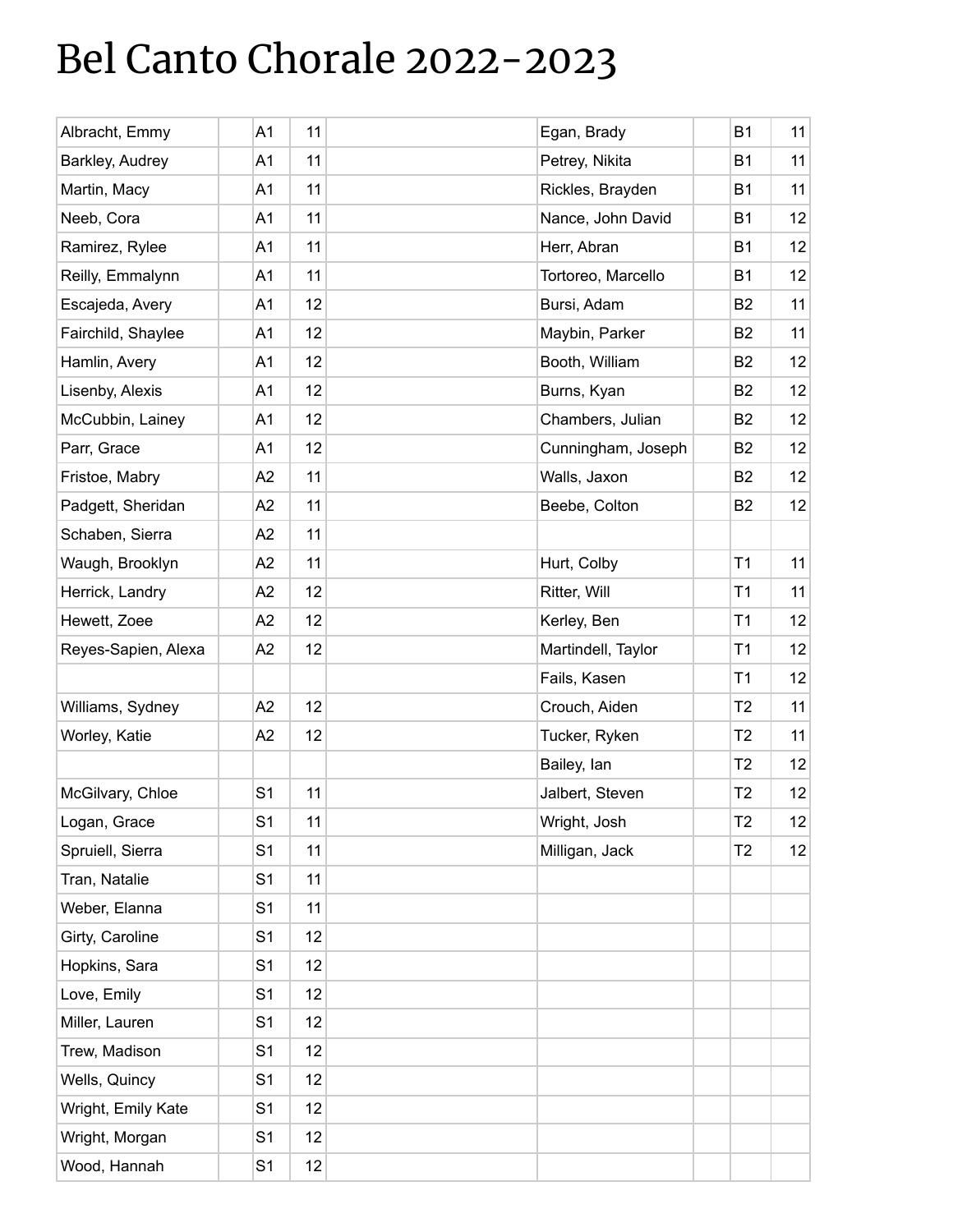# Bel Canto Chorale 2022-2023

| Albracht, Emmy | | A1 | 11 | | Egan, Brady | | B1 | 11 |
|---|---|---|---|---|---|---|---|---|
| Barkley, Audrey | | A1 | 11 | | Petrey, Nikita | | B1 | 11 |
| Martin, Macy | | A1 | 11 | | Rickles, Brayden | | B1 | 11 |
| Neeb, Cora | | A1 | 11 | | Nance, John David | | B1 | 12 |
| Ramirez, Rylee | | A1 | 11 | | Herr, Abran | | B1 | 12 |
| Reilly, Emmalynn | | A1 | 11 | | Tortoreo, Marcello | | B1 | 12 |
| Escajeda, Avery | | A1 | 12 | | Bursi, Adam | | B2 | 11 |
| Fairchild, Shaylee | | A1 | 12 | | Maybin, Parker | | B2 | 11 |
| Hamlin, Avery | | A1 | 12 | | Booth, William | | B2 | 12 |
| Lisenby, Alexis | | A1 | 12 | | Burns, Kyan | | B2 | 12 |
| McCubbin, Lainey | | A1 | 12 | | Chambers, Julian | | B2 | 12 |
| Parr, Grace | | A1 | 12 | | Cunningham, Joseph | | B2 | 12 |
| Fristoe, Mabry | | A2 | 11 | | Walls, Jaxon | | B2 | 12 |
| Padgett, Sheridan | | A2 | 11 | | Beebe, Colton | | B2 | 12 |
| Schaben, Sierra | | A2 | 11 | | | | | |
| Waugh, Brooklyn | | A2 | 11 | | Hurt, Colby | | T1 | 11 |
| Herrick, Landry | | A2 | 12 | | Ritter, Will | | T1 | 11 |
| Hewett, Zoee | | A2 | 12 | | Kerley, Ben | | T1 | 12 |
| Reyes-Sapien, Alexa | | A2 | 12 | | Martindell, Taylor | | T1 | 12 |
| | | | | | Fails, Kasen | | T1 | 12 |
| Williams, Sydney | | A2 | 12 | | Crouch, Aiden | | T2 | 11 |
| Worley, Katie | | A2 | 12 | | Tucker, Ryken | | T2 | 11 |
| | | | | | Bailey, Ian | | T2 | 12 |
| McGilvary, Chloe | | S1 | 11 | | Jalbert, Steven | | T2 | 12 |
| Logan, Grace | | S1 | 11 | | Wright, Josh | | T2 | 12 |
| Spruiell, Sierra | | S1 | 11 | | Milligan, Jack | | T2 | 12 |
| Tran, Natalie | | S1 | 11 | | | | | |
| Weber, Elanna | | S1 | 11 | | | | | |
| Girty, Caroline | | S1 | 12 | | | | | |
| Hopkins, Sara | | S1 | 12 | | | | | |
| Love, Emily | | S1 | 12 | | | | | |
| Miller, Lauren | | S1 | 12 | | | | | |
| Trew, Madison | | S1 | 12 | | | | | |
| Wells, Quincy | | S1 | 12 | | | | | |
| Wright, Emily Kate | | S1 | 12 | | | | | |
| Wright, Morgan | | S1 | 12 | | | | | |
| Wood, Hannah | | S1 | 12 | | | | | |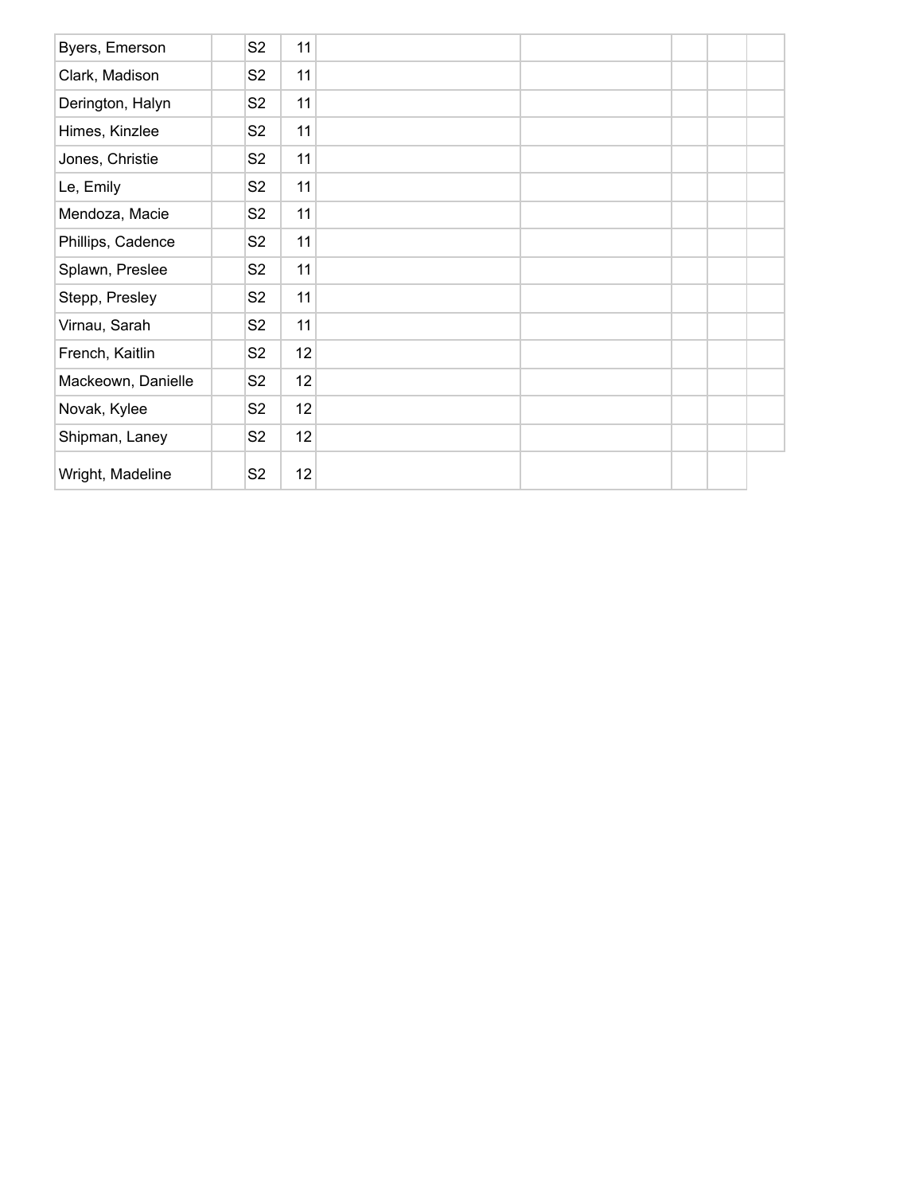| | | | | | | | | |
|---|---|---|---|---|---|---|---|---|
| Byers, Emerson | | S2 | 11 | | | | | |
| Clark, Madison | | S2 | 11 | | | | | |
| Derington, Halyn | | S2 | 11 | | | | | |
| Himes, Kinzlee | | S2 | 11 | | | | | |
| Jones, Christie | | S2 | 11 | | | | | |
| Le, Emily | | S2 | 11 | | | | | |
| Mendoza, Macie | | S2 | 11 | | | | | |
| Phillips, Cadence | | S2 | 11 | | | | | |
| Splawn, Preslee | | S2 | 11 | | | | | |
| Stepp, Presley | | S2 | 11 | | | | | |
| Virnau, Sarah | | S2 | 11 | | | | | |
| French, Kaitlin | | S2 | 12 | | | | | |
| Mackeown, Danielle | | S2 | 12 | | | | | |
| Novak, Kylee | | S2 | 12 | | | | | |
| Shipman, Laney | | S2 | 12 | | | | | |
| Wright, Madeline | | S2 | 12 | | | | | |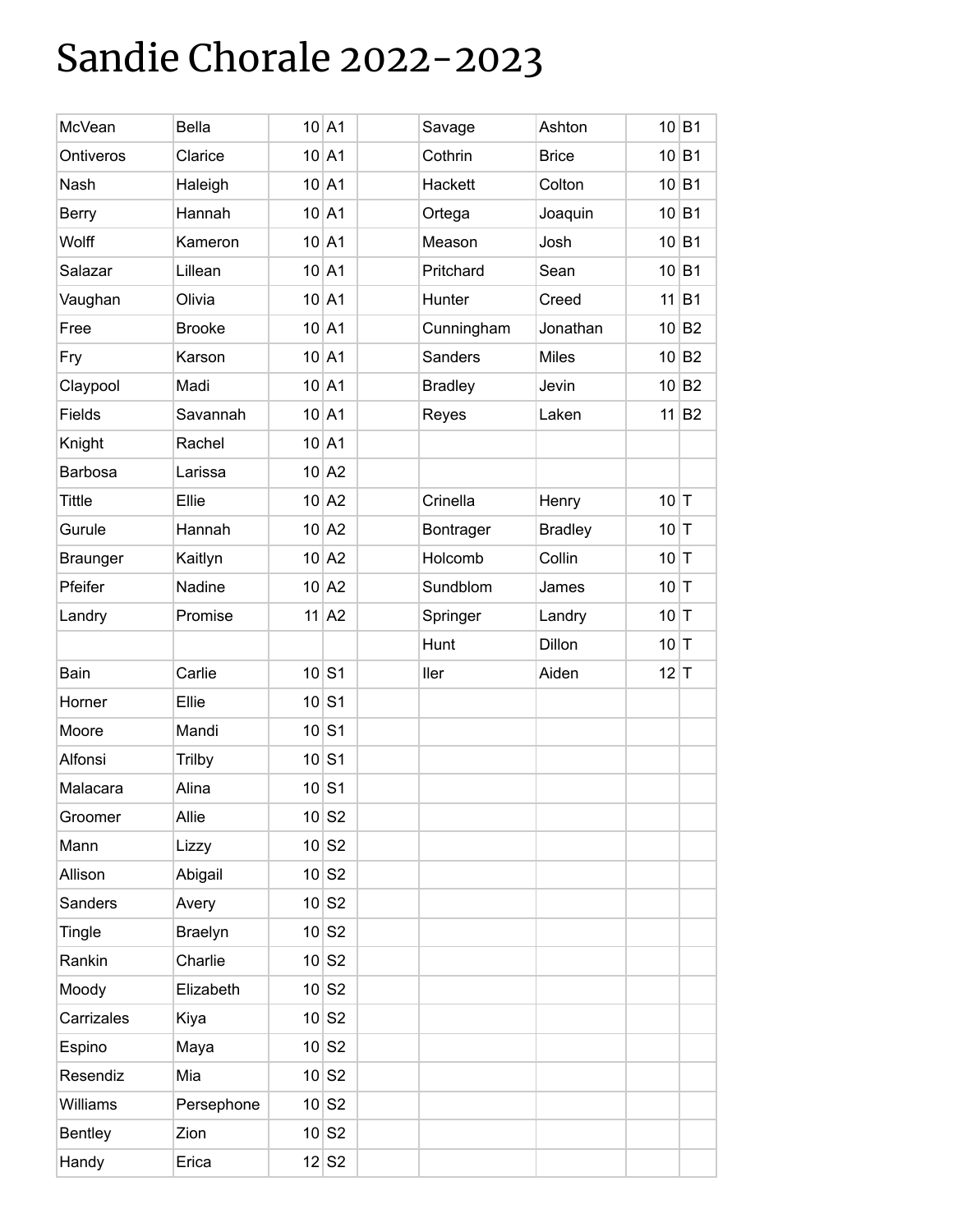# Sandie Chorale 2022-2023

| | | | | | | | | |
|---|---|---|---|---|---|---|---|---|
| McVean | Bella | 10 | A1 | | Savage | Ashton | 10 | B1 |
| Ontiveros | Clarice | 10 | A1 | | Cothrin | Brice | 10 | B1 |
| Nash | Haleigh | 10 | A1 | | Hackett | Colton | 10 | B1 |
| Berry | Hannah | 10 | A1 | | Ortega | Joaquin | 10 | B1 |
| Wolff | Kameron | 10 | A1 | | Meason | Josh | 10 | B1 |
| Salazar | Lillean | 10 | A1 | | Pritchard | Sean | 10 | B1 |
| Vaughan | Olivia | 10 | A1 | | Hunter | Creed | 11 | B1 |
| Free | Brooke | 10 | A1 | | Cunningham | Jonathan | 10 | B2 |
| Fry | Karson | 10 | A1 | | Sanders | Miles | 10 | B2 |
| Claypool | Madi | 10 | A1 | | Bradley | Jevin | 10 | B2 |
| Fields | Savannah | 10 | A1 | | Reyes | Laken | 11 | B2 |
| Knight | Rachel | 10 | A1 | | | | | |
| Barbosa | Larissa | 10 | A2 | | | | | |
| Tittle | Ellie | 10 | A2 | | Crinella | Henry | 10 | T |
| Gurule | Hannah | 10 | A2 | | Bontrager | Bradley | 10 | T |
| Braunger | Kaitlyn | 10 | A2 | | Holcomb | Collin | 10 | T |
| Pfeifer | Nadine | 10 | A2 | | Sundblom | James | 10 | T |
| Landry | Promise | 11 | A2 | | Springer | Landry | 10 | T |
| | | | | | Hunt | Dillon | 10 | T |
| Bain | Carlie | 10 | S1 | | Iler | Aiden | 12 | T |
| Horner | Ellie | 10 | S1 | | | | | |
| Moore | Mandi | 10 | S1 | | | | | |
| Alfonsi | Trilby | 10 | S1 | | | | | |
| Malacara | Alina | 10 | S1 | | | | | |
| Groomer | Allie | 10 | S2 | | | | | |
| Mann | Lizzy | 10 | S2 | | | | | |
| Allison | Abigail | 10 | S2 | | | | | |
| Sanders | Avery | 10 | S2 | | | | | |
| Tingle | Braelyn | 10 | S2 | | | | | |
| Rankin | Charlie | 10 | S2 | | | | | |
| Moody | Elizabeth | 10 | S2 | | | | | |
| Carrizales | Kiya | 10 | S2 | | | | | |
| Espino | Maya | 10 | S2 | | | | | |
| Resendiz | Mia | 10 | S2 | | | | | |
| Williams | Persephone | 10 | S2 | | | | | |
| Bentley | Zion | 10 | S2 | | | | | |
| Handy | Erica | 12 | S2 | | | | | |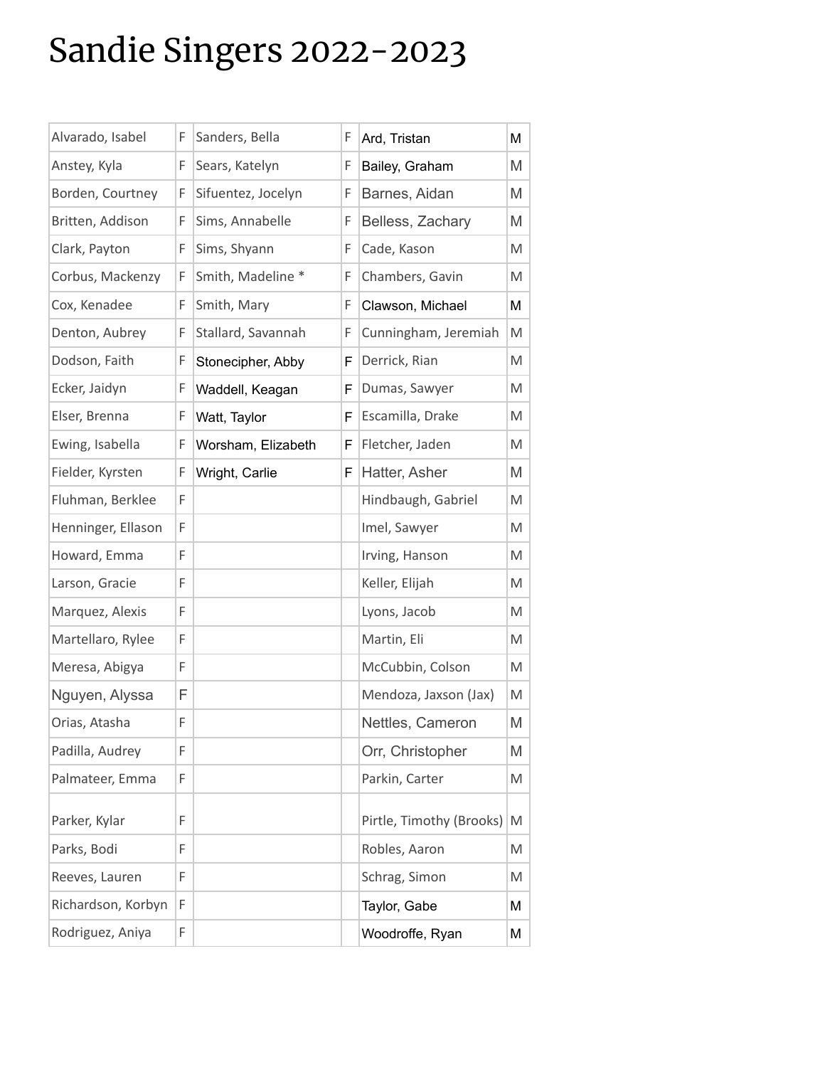# Sandie Singers 2022-2023

| | | | | | |
|---|---|---|---|---|---|
| Alvarado, Isabel | F | Sanders, Bella | F | Ard, Tristan | M |
| Anstey, Kyla | F | Sears, Katelyn | F | Bailey, Graham | M |
| Borden, Courtney | F | Sifuentez, Jocelyn | F | Barnes, Aidan | M |
| Britten, Addison | F | Sims, Annabelle | F | Belless, Zachary | M |
| Clark, Payton | F | Sims, Shyann | F | Cade, Kason | M |
| Corbus, Mackenzy | F | Smith, Madeline * | F | Chambers, Gavin | M |
| Cox, Kenadee | F | Smith, Mary | F | Clawson, Michael | M |
| Denton, Aubrey | F | Stallard, Savannah | F | Cunningham, Jeremiah | M |
| Dodson, Faith | F | Stonecipher, Abby | F | Derrick, Rian | M |
| Ecker, Jaidyn | F | Waddell, Keagan | F | Dumas, Sawyer | M |
| Elser, Brenna | F | Watt, Taylor | F | Escamilla, Drake | M |
| Ewing, Isabella | F | Worsham, Elizabeth | F | Fletcher, Jaden | M |
| Fielder, Kyrsten | F | Wright, Carlie | F | Hatter, Asher | M |
| Fluhman, Berklee | F | | | Hindbaugh, Gabriel | M |
| Henninger, Ellason | F | | | Imel, Sawyer | M |
| Howard, Emma | F | | | Irving, Hanson | M |
| Larson, Gracie | F | | | Keller, Elijah | M |
| Marquez, Alexis | F | | | Lyons, Jacob | M |
| Martellaro, Rylee | F | | | Martin, Eli | M |
| Meresa, Abigya | F | | | McCubbin, Colson | M |
| Nguyen, Alyssa | F | | | Mendoza, Jaxson (Jax) | M |
| Orias, Atasha | F | | | Nettles, Cameron | M |
| Padilla, Audrey | F | | | Orr, Christopher | M |
| Palmateer, Emma | F | | | Parkin, Carter | M |
| Parker, Kylar | F | | | Pirtle, Timothy (Brooks) | M |
| Parks, Bodi | F | | | Robles, Aaron | M |
| Reeves, Lauren | F | | | Schrag, Simon | M |
| Richardson, Korbyn | F | | | Taylor, Gabe | M |
| Rodriguez, Aniya | F | | | Woodroffe, Ryan | M |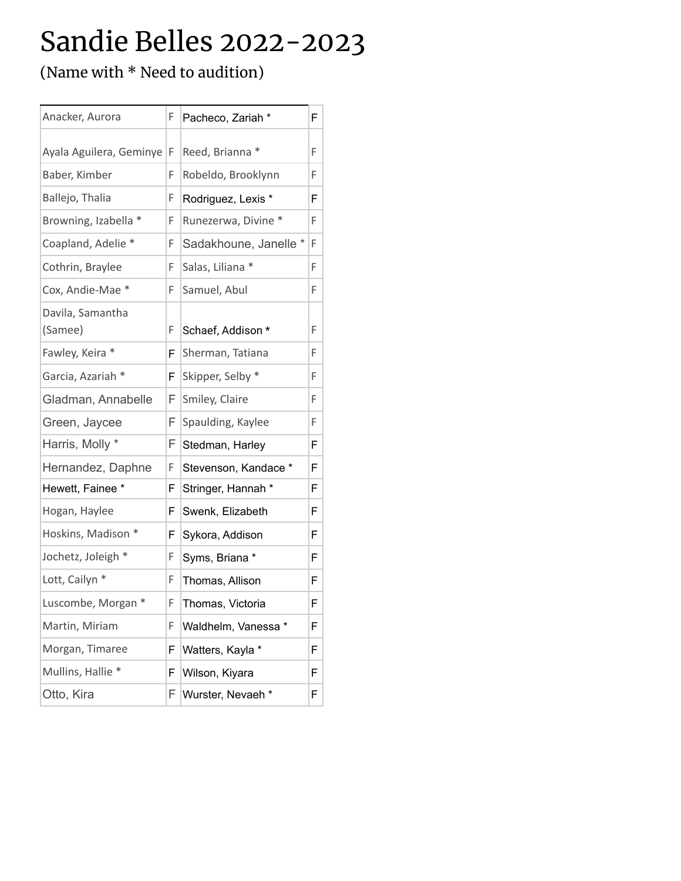# Sandie Belles 2022-2023

(Name with * Need to audition)

| | | | |
|---|---|---|---|
| Anacker, Aurora | F | Pacheco, Zariah * | F |
| Ayala Aguilera, Geminye | F | Reed, Brianna * | F |
| Baber, Kimber | F | Robeldo, Brooklynn | F |
| Ballejo, Thalia | F | Rodriguez, Lexis * | F |
| Browning, Izabella * | F | Runezerwa, Divine * | F |
| Coapland, Adelie * | F | Sadakhoune, Janelle * | F |
| Cothrin, Braylee | F | Salas, Liliana * | F |
| Cox, Andie-Mae * | F | Samuel, Abul | F |
| Davila, Samantha (Samee) | F | Schaef, Addison * | F |
| Fawley, Keira * | F | Sherman, Tatiana | F |
| Garcia, Azariah * | F | Skipper, Selby * | F |
| Gladman, Annabelle | F | Smiley, Claire | F |
| Green, Jaycee | F | Spaulding, Kaylee | F |
| Harris, Molly * | F | Stedman, Harley | F |
| Hernandez, Daphne | F | Stevenson, Kandace * | F |
| Hewett, Fainee * | F | Stringer, Hannah * | F |
| Hogan, Haylee | F | Swenk, Elizabeth | F |
| Hoskins, Madison * | F | Sykora, Addison | F |
| Jochetz, Joleigh * | F | Syms, Briana * | F |
| Lott, Cailyn * | F | Thomas, Allison | F |
| Luscombe, Morgan * | F | Thomas, Victoria | F |
| Martin, Miriam | F | Waldhelm, Vanessa * | F |
| Morgan, Timaree | F | Watters, Kayla * | F |
| Mullins, Hallie * | F | Wilson, Kiyara | F |
| Otto, Kira | F | Wurster, Nevaeh * | F |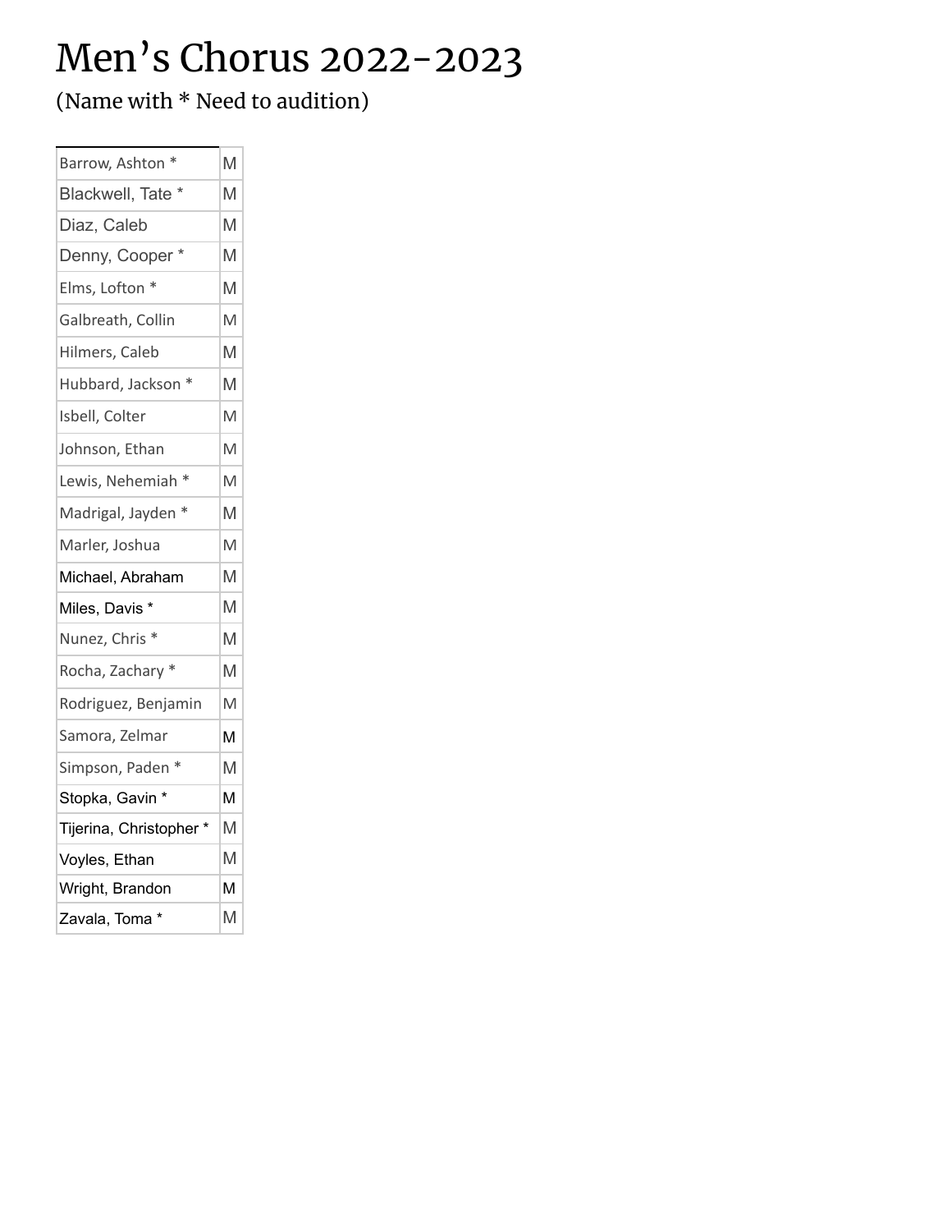# Men’s Chorus 2022-2023

(Name with * Need to audition)

| | |
|---|---|
| Barrow, Ashton * | M |
| Blackwell, Tate * | M |
| Diaz, Caleb | M |
| Denny, Cooper * | M |
| Elms, Lofton * | M |
| Galbreath, Collin | M |
| Hilmers, Caleb | M |
| Hubbard, Jackson * | M |
| Isbell, Colter | M |
| Johnson, Ethan | M |
| Lewis, Nehemiah * | M |
| Madrigal, Jayden * | M |
| Marler, Joshua | M |
| Michael, Abraham | M |
| Miles, Davis * | M |
| Nunez, Chris * | M |
| Rocha, Zachary * | M |
| Rodriguez, Benjamin | M |
| Samora, Zelmar | M |
| Simpson, Paden * | M |
| Stopka, Gavin * | M |
| Tijerina, Christopher * | M |
| Voyles, Ethan | M |
| Wright, Brandon | M |
| Zavala, Toma * | M |